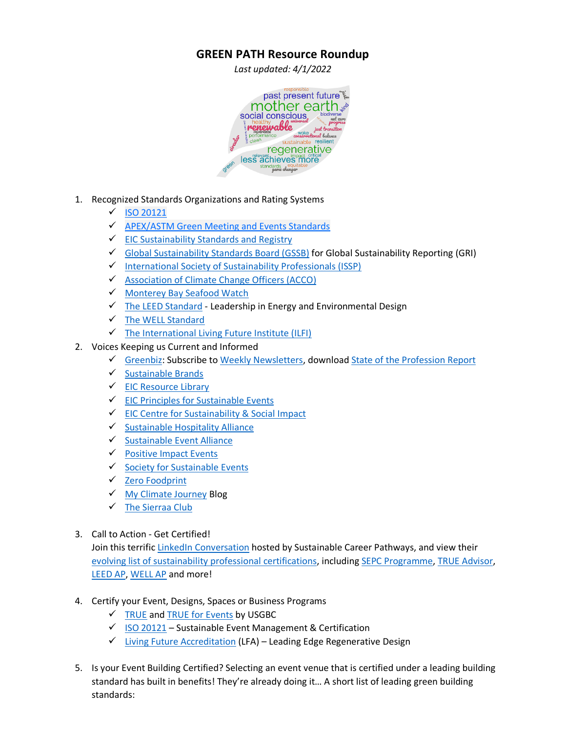# GREEN PATH Resource Roundup

*Last updated: 4/1/2022*

1. Recognized Standards Organizations and Rating Systems
   - ✓ ISO 20121
   - ✓ APEX/ASTM Green Meeting and Events Standards
   - ✓ EIC Sustainability Standards and Registry
   - ✓ Global Sustainability Standards Board (GSSB) for Global Sustainability Reporting (GRI)
   - ✓ International Society of Sustainability Professionals (ISSP)
   - ✓ Association of Climate Change Officers (ACCO)
   - ✓ Monterey Bay Seafood Watch
   - ✓ The LEED Standard - Leadership in Energy and Environmental Design
   - ✓ The WELL Standard
   - ✓ The International Living Future Institute (ILFI)
2. Voices Keeping us Current and Informed
   - ✓ Greenbiz: Subscribe to Weekly Newsletters, download State of the Profession Report
   - ✓ Sustainable Brands
   - ✓ EIC Resource Library
   - ✓ EIC Principles for Sustainable Events
   - ✓ EIC Centre for Sustainability & Social Impact
   - ✓ Sustainable Hospitality Alliance
   - ✓ Sustainable Event Alliance
   - ✓ Positive Impact Events
   - ✓ Society for Sustainable Events
   - ✓ Zero Foodprint
   - ✓ My Climate Journey Blog
   - ✓ The Sierraa Club

3. Call to Action - Get Certified!
   Join this terrific LinkedIn Conversation hosted by Sustainable Career Pathways, and view their evolving list of sustainability professional certifications, including SEPC Programme, TRUE Advisor, LEED AP, WELL AP and more!

4. Certify your Event, Designs, Spaces or Business Programs
   - ✓ TRUE and TRUE for Events by USGBC
   - ✓ ISO 20121 – Sustainable Event Management & Certification
   - ✓ Living Future Accreditation (LFA) – Leading Edge Regenerative Design

5. Is your Event Building Certified? Selecting an event venue that is certified under a leading building standard has built in benefits! They're already doing it… A short list of leading green building standards: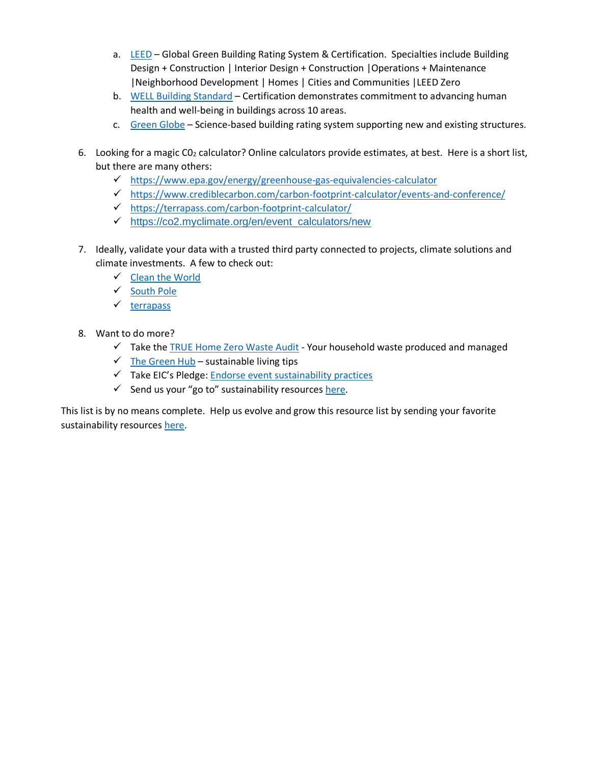a. [LEED](#) – Global Green Building Rating System & Certification. Specialties include Building Design + Construction | Interior Design + Construction |Operations + Maintenance |Neighborhood Development | Homes | Cities and Communities |LEED Zero
   b. [WELL Building Standard](#) – Certification demonstrates commitment to advancing human health and well-being in buildings across 10 areas.
   c. [Green Globe](#) – Science-based building rating system supporting new and existing structures.

6. Looking for a magic $C0_2$ calculator? Online calculators provide estimates, at best. Here is a short list, but there are many others:
   - ✓ https://www.epa.gov/energy/greenhouse-gas-equivalencies-calculator
   - ✓ https://www.crediblecarbon.com/carbon-footprint-calculator/events-and-conference/
   - ✓ https://terrapass.com/carbon-footprint-calculator/
   - ✓ https://co2.myclimate.org/en/event_calculators/new

7. Ideally, validate your data with a trusted third party connected to projects, climate solutions and climate investments. A few to check out:
   - ✓ Clean the World
   - ✓ South Pole
   - ✓ terrapass

8. Want to do more?
   - ✓ Take the TRUE Home Zero Waste Audit - Your household waste produced and managed
   - ✓ The Green Hub – sustainable living tips
   - ✓ Take EIC's Pledge: Endorse event sustainability practices
   - ✓ Send us your "go to" sustainability resources here.

This list is by no means complete. Help us evolve and grow this resource list by sending your favorite sustainability resources here.